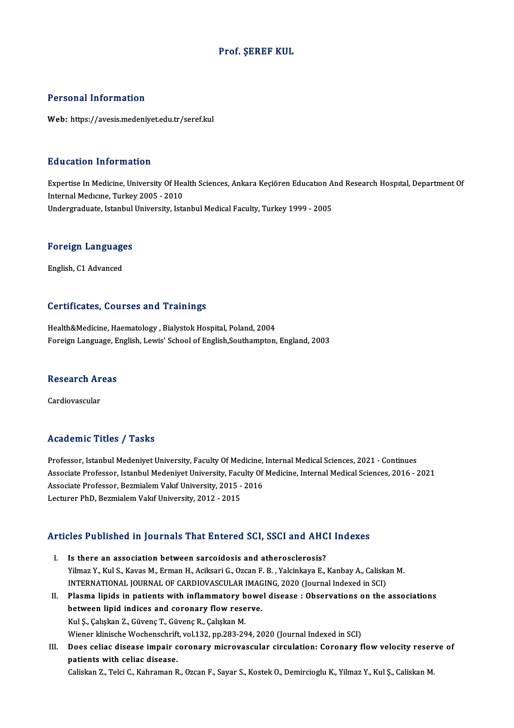# Prof. ŞEREF KUL

## Personal Information

**Web:** https://avesis.medeniyet.edu.tr/seref.kul

## Education Information

Expertise In Medicine, University Of Health Sciences, Ankara Keçiören Educatıon And Research Hospıtal, Department Of Internal Medıcıne, Turkey 2005 - 2010

Undergraduate, Istanbul University, Istanbul Medical Faculty, Turkey 1999 - 2005

## Foreign Languages

English, C1 Advanced

## Certificates, Courses and Trainings

Health&Medicine, Haematology , Bialystok Hospital, Poland, 2004

Foreign Language, English, Lewis' School of English,Southampton, England, 2003

## Research Areas

Cardiovascular

## Academic Titles / Tasks

Professor, Istanbul Medeniyet University, Faculty Of Medicine, Internal Medical Sciences, 2021 - Continues

Associate Professor, Istanbul Medeniyet University, Faculty Of Medicine, Internal Medical Sciences, 2016 - 2021

Associate Professor, Bezmialem Vakıf University, 2015 - 2016

Lecturer PhD, Bezmialem Vakıf University, 2012 - 2015

## Articles Published in Journals That Entered SCI, SSCI and AHCI Indexes

I. **Is there an association between sarcoidosis and atherosclerosis?**
   Yilmaz Y., Kul S., Kavas M., Erman H., Aciksari G., Ozcan F. B. , Yalcinkaya E., Kanbay A., Caliskan M.
   INTERNATIONAL JOURNAL OF CARDIOVASCULAR IMAGING, 2020 (Journal Indexed in SCI)

II. **Plasma lipids in patients with inflammatory bowel disease : Observations on the associations between lipid indices and coronary flow reserve.**
   Kul Ş., Çalışkan Z., Güvenç T., Güvenç R., Çalışkan M.
   Wiener klinische Wochenschrift, vol.132, pp.283-294, 2020 (Journal Indexed in SCI)

III. **Does celiac disease impair coronary microvascular circulation: Coronary flow velocity reserve of patients with celiac disease.**
   Caliskan Z., Telci C., Kahraman R., Ozcan F., Sayar S., Kostek O., Demircioglu K., Yilmaz Y., Kul Ş., Caliskan M.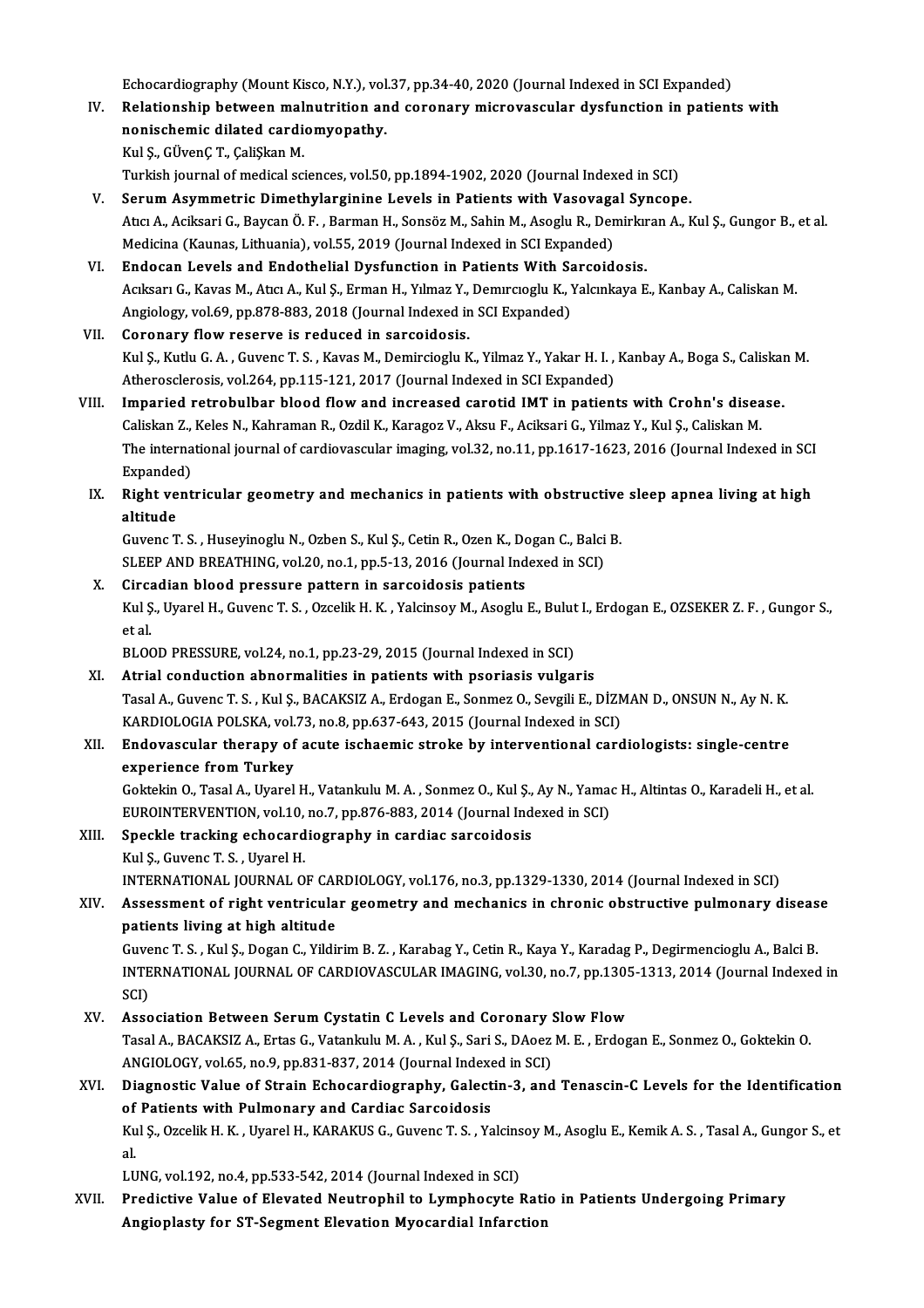Echocardiography (Mount Kisco, N.Y.), vol.37, pp.34-40, 2020 (Journal Indexed in SCI Expanded)

IV. **Relationship between malnutrition and coronary microvascular dysfunction in patients with nonischemic dilated cardiomyopathy.**
Kul Ş., GÜvenÇ T., ÇaliŞkan M.
Turkish journal of medical sciences, vol.50, pp.1894-1902, 2020 (Journal Indexed in SCI)

V. **Serum Asymmetric Dimethylarginine Levels in Patients with Vasovagal Syncope.**
Atıcı A., Aciksari G., Baycan Ö. F. , Barman H., Sonsöz M., Sahin M., Asoglu R., Demirkıran A., Kul Ş., Gungor B., et al.
Medicina (Kaunas, Lithuania), vol.55, 2019 (Journal Indexed in SCI Expanded)

VI. **Endocan Levels and Endothelial Dysfunction in Patients With Sarcoidosis.**
Acıksarı G., Kavas M., Atıcı A., Kul Ş., Erman H., Yılmaz Y., Demırcıoglu K., Yalcınkaya E., Kanbay A., Caliskan M.
Angiology, vol.69, pp.878-883, 2018 (Journal Indexed in SCI Expanded)

VII. **Coronary flow reserve is reduced in sarcoidosis.**
Kul Ş., Kutlu G. A. , Guvenc T. S. , Kavas M., Demircioglu K., Yilmaz Y., Yakar H. I. , Kanbay A., Boga S., Caliskan M.
Atherosclerosis, vol.264, pp.115-121, 2017 (Journal Indexed in SCI Expanded)

VIII. **Imparied retrobulbar blood flow and increased carotid IMT in patients with Crohn's disease.**
Caliskan Z., Keles N., Kahraman R., Ozdil K., Karagoz V., Aksu F., Aciksari G., Yilmaz Y., Kul Ş., Caliskan M.
The international journal of cardiovascular imaging, vol.32, no.11, pp.1617-1623, 2016 (Journal Indexed in SCI Expanded)

IX. **Right ventricular geometry and mechanics in patients with obstructive sleep apnea living at high altitude**
Guvenc T. S. , Huseyinoglu N., Ozben S., Kul Ş., Cetin R., Ozen K., Dogan C., Balci B.
SLEEP AND BREATHING, vol.20, no.1, pp.5-13, 2016 (Journal Indexed in SCI)

X. **Circadian blood pressure pattern in sarcoidosis patients**
Kul Ş., Uyarel H., Guvenc T. S. , Ozcelik H. K. , Yalcinsoy M., Asoglu E., Bulut I., Erdogan E., OZSEKER Z. F. , Gungor S., et al.
BLOOD PRESSURE, vol.24, no.1, pp.23-29, 2015 (Journal Indexed in SCI)

XI. **Atrial conduction abnormalities in patients with psoriasis vulgaris**
Tasal A., Guvenc T. S. , Kul Ş., BACAKSIZ A., Erdogan E., Sonmez O., Sevgili E., DİZMAN D., ONSUN N., Ay N. K.
KARDIOLOGIA POLSKA, vol.73, no.8, pp.637-643, 2015 (Journal Indexed in SCI)

XII. **Endovascular therapy of acute ischaemic stroke by interventional cardiologists: single-centre experience from Turkey**
Goktekin O., Tasal A., Uyarel H., Vatankulu M. A. , Sonmez O., Kul Ş., Ay N., Yamac H., Altintas O., Karadeli H., et al.
EUROINTERVENTION, vol.10, no.7, pp.876-883, 2014 (Journal Indexed in SCI)

XIII. **Speckle tracking echocardiography in cardiac sarcoidosis**
Kul Ş., Guvenc T. S. , Uyarel H.
INTERNATIONAL JOURNAL OF CARDIOLOGY, vol.176, no.3, pp.1329-1330, 2014 (Journal Indexed in SCI)

XIV. **Assessment of right ventricular geometry and mechanics in chronic obstructive pulmonary disease patients living at high altitude**
Guvenc T. S. , Kul Ş., Dogan C., Yildirim B. Z. , Karabag Y., Cetin R., Kaya Y., Karadag P., Degirmencioglu A., Balci B.
INTERNATIONAL JOURNAL OF CARDIOVASCULAR IMAGING, vol.30, no.7, pp.1305-1313, 2014 (Journal Indexed in SCI)

XV. **Association Between Serum Cystatin C Levels and Coronary Slow Flow**
Tasal A., BACAKSIZ A., Ertas G., Vatankulu M. A. , Kul Ş., Sari S., DAoez M. E. , Erdogan E., Sonmez O., Goktekin O.
ANGIOLOGY, vol.65, no.9, pp.831-837, 2014 (Journal Indexed in SCI)

XVI. **Diagnostic Value of Strain Echocardiography, Galectin-3, and Tenascin-C Levels for the Identification of Patients with Pulmonary and Cardiac Sarcoidosis**
Kul Ş., Ozcelik H. K. , Uyarel H., KARAKUS G., Guvenc T. S. , Yalcinsoy M., Asoglu E., Kemik A. S. , Tasal A., Gungor S., et al.
LUNG, vol.192, no.4, pp.533-542, 2014 (Journal Indexed in SCI)

XVII. **Predictive Value of Elevated Neutrophil to Lymphocyte Ratio in Patients Undergoing Primary Angioplasty for ST-Segment Elevation Myocardial Infarction**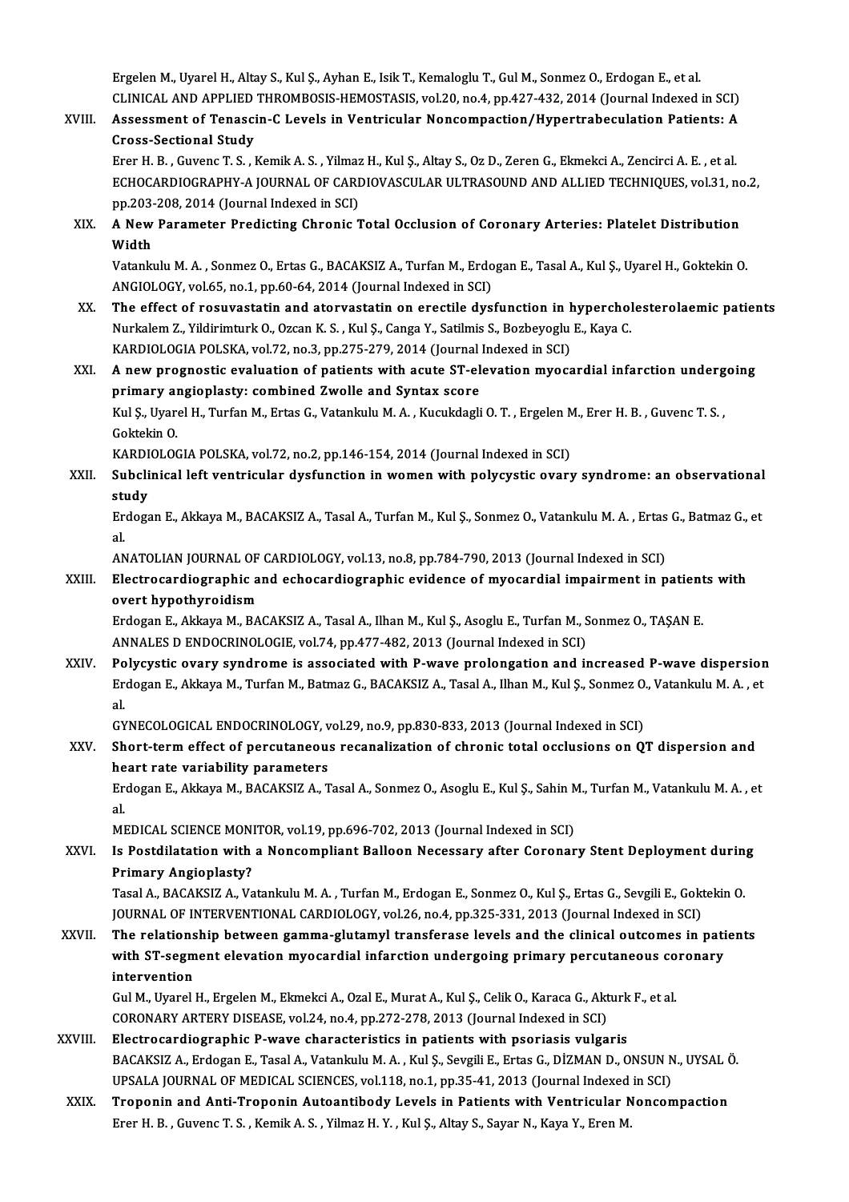Ergelen M., Uyarel H., Altay S., Kul Ş., Ayhan E., Isik T., Kemaloglu T., Gul M., Sonmez O., Erdogan E., et al.
CLINICAL AND APPLIED THROMBOSIS-HEMOSTASIS, vol.20, no.4, pp.427-432, 2014 (Journal Indexed in SCI)

XVIII. **Assessment of Tenascin-C Levels in Ventricular Noncompaction/Hypertrabeculation Patients: A Cross-Sectional Study**
Erer H. B. , Guvenc T. S. , Kemik A. S. , Yilmaz H., Kul Ş., Altay S., Oz D., Zeren G., Ekmekci A., Zencirci A. E. , et al.
ECHOCARDIOGRAPHY-A JOURNAL OF CARDIOVASCULAR ULTRASOUND AND ALLIED TECHNIQUES, vol.31, no.2, pp.203-208, 2014 (Journal Indexed in SCI)

XIX. **A New Parameter Predicting Chronic Total Occlusion of Coronary Arteries: Platelet Distribution Width**
Vatankulu M. A. , Sonmez O., Ertas G., BACAKSIZ A., Turfan M., Erdogan E., Tasal A., Kul Ş., Uyarel H., Goktekin O.
ANGIOLOGY, vol.65, no.1, pp.60-64, 2014 (Journal Indexed in SCI)

XX. **The effect of rosuvastatin and atorvastatin on erectile dysfunction in hypercholesterolaemic patients**
Nurkalem Z., Yildirimturk O., Ozcan K. S. , Kul Ş., Canga Y., Satilmis S., Bozbeyoglu E., Kaya C.
KARDIOLOGIA POLSKA, vol.72, no.3, pp.275-279, 2014 (Journal Indexed in SCI)

XXI. **A new prognostic evaluation of patients with acute ST-elevation myocardial infarction undergoing primary angioplasty: combined Zwolle and Syntax score**
Kul Ş., Uyarel H., Turfan M., Ertas G., Vatankulu M. A. , Kucukdagli O. T. , Ergelen M., Erer H. B. , Guvenc T. S. , Goktekin O.
KARDIOLOGIA POLSKA, vol.72, no.2, pp.146-154, 2014 (Journal Indexed in SCI)

XXII. **Subclinical left ventricular dysfunction in women with polycystic ovary syndrome: an observational study**
Erdogan E., Akkaya M., BACAKSIZ A., Tasal A., Turfan M., Kul Ş., Sonmez O., Vatankulu M. A. , Ertas G., Batmaz G., et al.
ANATOLIAN JOURNAL OF CARDIOLOGY, vol.13, no.8, pp.784-790, 2013 (Journal Indexed in SCI)

XXIII. **Electrocardiographic and echocardiographic evidence of myocardial impairment in patients with overt hypothyroidism**
Erdogan E., Akkaya M., BACAKSIZ A., Tasal A., Ilhan M., Kul Ş., Asoglu E., Turfan M., Sonmez O., TAŞAN E.
ANNALES D ENDOCRINOLOGIE, vol.74, pp.477-482, 2013 (Journal Indexed in SCI)

XXIV. **Polycystic ovary syndrome is associated with P-wave prolongation and increased P-wave dispersion**
Erdogan E., Akkaya M., Turfan M., Batmaz G., BACAKSIZ A., Tasal A., Ilhan M., Kul Ş., Sonmez O., Vatankulu M. A. , et al.
GYNECOLOGICAL ENDOCRINOLOGY, vol.29, no.9, pp.830-833, 2013 (Journal Indexed in SCI)

XXV. **Short-term effect of percutaneous recanalization of chronic total occlusions on QT dispersion and heart rate variability parameters**
Erdogan E., Akkaya M., BACAKSIZ A., Tasal A., Sonmez O., Asoglu E., Kul Ş., Sahin M., Turfan M., Vatankulu M. A. , et al.
MEDICAL SCIENCE MONITOR, vol.19, pp.696-702, 2013 (Journal Indexed in SCI)

XXVI. **Is Postdilatation with a Noncompliant Balloon Necessary after Coronary Stent Deployment during Primary Angioplasty?**
Tasal A., BACAKSIZ A., Vatankulu M. A. , Turfan M., Erdogan E., Sonmez O., Kul Ş., Ertas G., Sevgili E., Goktekin O.
JOURNAL OF INTERVENTIONAL CARDIOLOGY, vol.26, no.4, pp.325-331, 2013 (Journal Indexed in SCI)

XXVII. **The relationship between gamma-glutamyl transferase levels and the clinical outcomes in patients with ST-segment elevation myocardial infarction undergoing primary percutaneous coronary intervention**
Gul M., Uyarel H., Ergelen M., Ekmekci A., Ozal E., Murat A., Kul Ş., Celik O., Karaca G., Akturk F., et al.
CORONARY ARTERY DISEASE, vol.24, no.4, pp.272-278, 2013 (Journal Indexed in SCI)

XXVIII. **Electrocardiographic P-wave characteristics in patients with psoriasis vulgaris**
BACAKSIZ A., Erdogan E., Tasal A., Vatankulu M. A. , Kul Ş., Sevgili E., Ertas G., DİZMAN D., ONSUN N., UYSAL Ö.
UPSALA JOURNAL OF MEDICAL SCIENCES, vol.118, no.1, pp.35-41, 2013 (Journal Indexed in SCI)

XXIX. **Troponin and Anti-Troponin Autoantibody Levels in Patients with Ventricular Noncompaction**
Erer H. B. , Guvenc T. S. , Kemik A. S. , Yilmaz H. Y. , Kul Ş., Altay S., Sayar N., Kaya Y., Eren M.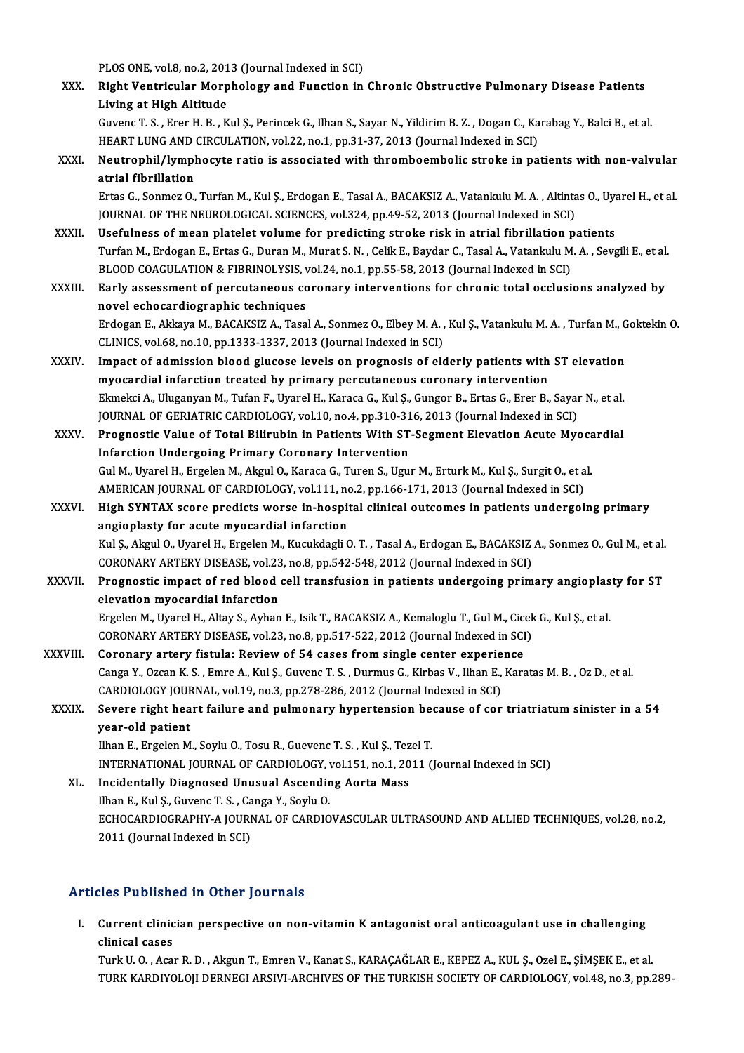PLOS ONE, vol.8, no.2, 2013 (Journal Indexed in SCI)

XXX. **Right Ventricular Morphology and Function in Chronic Obstructive Pulmonary Disease Patients Living at High Altitude**
Guvenc T. S. , Erer H. B. , Kul Ş., Perincek G., Ilhan S., Sayar N., Yildirim B. Z. , Dogan C., Karabag Y., Balci B., et al.
HEART LUNG AND CIRCULATION, vol.22, no.1, pp.31-37, 2013 (Journal Indexed in SCI)

XXXI. **Neutrophil/lymphocyte ratio is associated with thromboembolic stroke in patients with non-valvular atrial fibrillation**
Ertas G., Sonmez O., Turfan M., Kul Ş., Erdogan E., Tasal A., BACAKSIZ A., Vatankulu M. A. , Altintas O., Uyarel H., et al.
JOURNAL OF THE NEUROLOGICAL SCIENCES, vol.324, pp.49-52, 2013 (Journal Indexed in SCI)

XXXII. **Usefulness of mean platelet volume for predicting stroke risk in atrial fibrillation patients**
Turfan M., Erdogan E., Ertas G., Duran M., Murat S. N. , Celik E., Baydar C., Tasal A., Vatankulu M. A. , Sevgili E., et al.
BLOOD COAGULATION & FIBRINOLYSIS, vol.24, no.1, pp.55-58, 2013 (Journal Indexed in SCI)

XXXIII. **Early assessment of percutaneous coronary interventions for chronic total occlusions analyzed by novel echocardiographic techniques**
Erdogan E., Akkaya M., BACAKSIZ A., Tasal A., Sonmez O., Elbey M. A. , Kul Ş., Vatankulu M. A. , Turfan M., Goktekin O.
CLINICS, vol.68, no.10, pp.1333-1337, 2013 (Journal Indexed in SCI)

XXXIV. **Impact of admission blood glucose levels on prognosis of elderly patients with ST elevation myocardial infarction treated by primary percutaneous coronary intervention**
Ekmekci A., Uluganyan M., Tufan F., Uyarel H., Karaca G., Kul Ş., Gungor B., Ertas G., Erer B., Sayar N., et al.
JOURNAL OF GERIATRIC CARDIOLOGY, vol.10, no.4, pp.310-316, 2013 (Journal Indexed in SCI)

XXXV. **Prognostic Value of Total Bilirubin in Patients With ST-Segment Elevation Acute Myocardial Infarction Undergoing Primary Coronary Intervention**
Gul M., Uyarel H., Ergelen M., Akgul O., Karaca G., Turen S., Ugur M., Erturk M., Kul Ş., Surgit O., et al.
AMERICAN JOURNAL OF CARDIOLOGY, vol.111, no.2, pp.166-171, 2013 (Journal Indexed in SCI)

XXXVI. **High SYNTAX score predicts worse in-hospital clinical outcomes in patients undergoing primary angioplasty for acute myocardial infarction**
Kul Ş., Akgul O., Uyarel H., Ergelen M., Kucukdagli O. T. , Tasal A., Erdogan E., BACAKSIZ A., Sonmez O., Gul M., et al.
CORONARY ARTERY DISEASE, vol.23, no.8, pp.542-548, 2012 (Journal Indexed in SCI)

XXXVII. **Prognostic impact of red blood cell transfusion in patients undergoing primary angioplasty for ST elevation myocardial infarction**
Ergelen M., Uyarel H., Altay S., Ayhan E., Isik T., BACAKSIZ A., Kemaloglu T., Gul M., Cicek G., Kul Ş., et al.
CORONARY ARTERY DISEASE, vol.23, no.8, pp.517-522, 2012 (Journal Indexed in SCI)

XXXVIII. **Coronary artery fistula: Review of 54 cases from single center experience**
Canga Y., Ozcan K. S. , Emre A., Kul Ş., Guvenc T. S. , Durmus G., Kirbas V., Ilhan E., Karatas M. B. , Oz D., et al.
CARDIOLOGY JOURNAL, vol.19, no.3, pp.278-286, 2012 (Journal Indexed in SCI)

XXXIX. **Severe right heart failure and pulmonary hypertension because of cor triatriatum sinister in a 54 year-old patient**
Ilhan E., Ergelen M., Soylu O., Tosu R., Guevenc T. S. , Kul Ş., Tezel T.
INTERNATIONAL JOURNAL OF CARDIOLOGY, vol.151, no.1, 2011 (Journal Indexed in SCI)

XL. **Incidentally Diagnosed Unusual Ascending Aorta Mass**
Ilhan E., Kul Ş., Guvenc T. S. , Canga Y., Soylu O.
ECHOCARDIOGRAPHY-A JOURNAL OF CARDIOVASCULAR ULTRASOUND AND ALLIED TECHNIQUES, vol.28, no.2, 2011 (Journal Indexed in SCI)

## Articles Published in Other Journals

I. **Current clinician perspective on non-vitamin K antagonist oral anticoagulant use in challenging clinical cases**
Turk U. O. , Acar R. D. , Akgun T., Emren V., Kanat S., KARAÇAĞLAR E., KEPEZ A., KUL Ş., Ozel E., ŞİMŞEK E., et al.
TURK KARDIYOLOJI DERNEGI ARSIVI-ARCHIVES OF THE TURKISH SOCIETY OF CARDIOLOGY, vol.48, no.3, pp.289-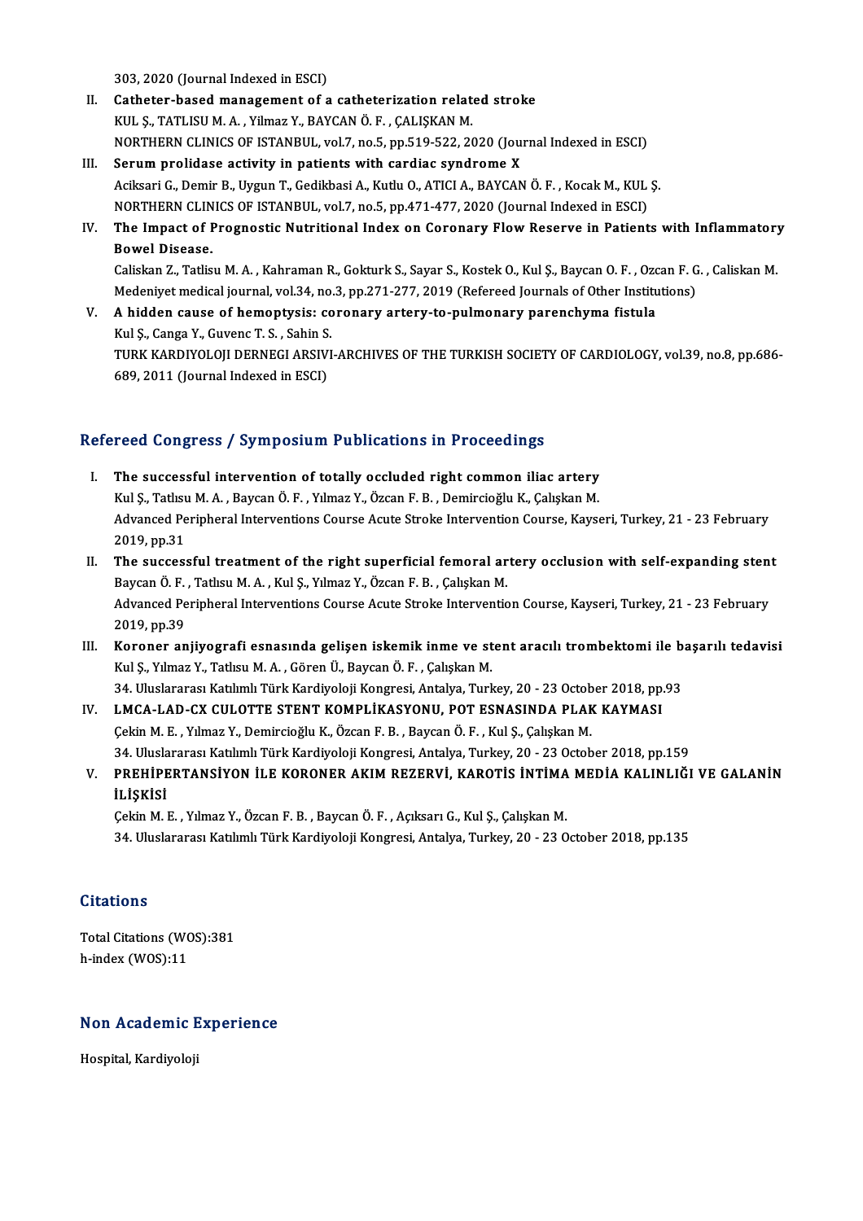303, 2020 (Journal Indexed in ESCI)

II. **Catheter-based management of a catheterization related stroke**
KUL Ş., TATLISU M. A. , Yilmaz Y., BAYCAN Ö. F. , ÇALIŞKAN M.
NORTHERN CLINICS OF ISTANBUL, vol.7, no.5, pp.519-522, 2020 (Journal Indexed in ESCI)

III. **Serum prolidase activity in patients with cardiac syndrome X**
Aciksari G., Demir B., Uygun T., Gedikbasi A., Kutlu O., ATICI A., BAYCAN Ö. F. , Kocak M., KUL Ş.
NORTHERN CLINICS OF ISTANBUL, vol.7, no.5, pp.471-477, 2020 (Journal Indexed in ESCI)

IV. **The Impact of Prognostic Nutritional Index on Coronary Flow Reserve in Patients with Inflammatory Bowel Disease.**
Caliskan Z., Tatlisu M. A. , Kahraman R., Gokturk S., Sayar S., Kostek O., Kul Ş., Baycan O. F. , Ozcan F. G. , Caliskan M.
Medeniyet medical journal, vol.34, no.3, pp.271-277, 2019 (Refereed Journals of Other Institutions)

V. **A hidden cause of hemoptysis: coronary artery-to-pulmonary parenchyma fistula**
Kul Ş., Canga Y., Guvenc T. S. , Sahin S.
TURK KARDIYOLOJI DERNEGI ARSIVI-ARCHIVES OF THE TURKISH SOCIETY OF CARDIOLOGY, vol.39, no.8, pp.686-689, 2011 (Journal Indexed in ESCI)

## Refereed Congress / Symposium Publications in Proceedings

I. **The successful intervention of totally occluded right common iliac artery**
Kul Ş., Tatlısu M. A. , Baycan Ö. F. , Yılmaz Y., Özcan F. B. , Demircioğlu K., Çalışkan M.
Advanced Peripheral Interventions Course Acute Stroke Intervention Course, Kayseri, Turkey, 21 - 23 February 2019, pp.31

II. **The successful treatment of the right superficial femoral artery occlusion with self-expanding stent**
Baycan Ö. F. , Tatlısu M. A. , Kul Ş., Yılmaz Y., Özcan F. B. , Çalışkan M.
Advanced Peripheral Interventions Course Acute Stroke Intervention Course, Kayseri, Turkey, 21 - 23 February 2019, pp.39

III. **Koroner anjiyografi esnasında gelişen iskemik inme ve stent aracılı trombektomi ile başarılı tedavisi**
Kul Ş., Yılmaz Y., Tatlısu M. A. , Gören Ü., Baycan Ö. F. , Çalışkan M.
34. Uluslararası Katılımlı Türk Kardiyoloji Kongresi, Antalya, Turkey, 20 - 23 October 2018, pp.93

IV. **LMCA-LAD-CX CULOTTE STENT KOMPLİKASYONU, POT ESNASINDA PLAK KAYMASI**
Çekin M. E. , Yılmaz Y., Demircioğlu K., Özcan F. B. , Baycan Ö. F. , Kul Ş., Çalışkan M.
34. Uluslararası Katılımlı Türk Kardiyoloji Kongresi, Antalya, Turkey, 20 - 23 October 2018, pp.159

V. **PREHİPERTANSİYON İLE KORONER AKIM REZERVİ, KAROTİS İNTİMA MEDİA KALINLIĞI VE GALANİN İLİŞKİSİ**
Çekin M. E. , Yılmaz Y., Özcan F. B. , Baycan Ö. F. , Açıksarı G., Kul Ş., Çalışkan M.
34. Uluslararası Katılımlı Türk Kardiyoloji Kongresi, Antalya, Turkey, 20 - 23 October 2018, pp.135

## Citations

Total Citations (WOS):381
h-index (WOS):11

## Non Academic Experience

Hospital, Kardiyoloji